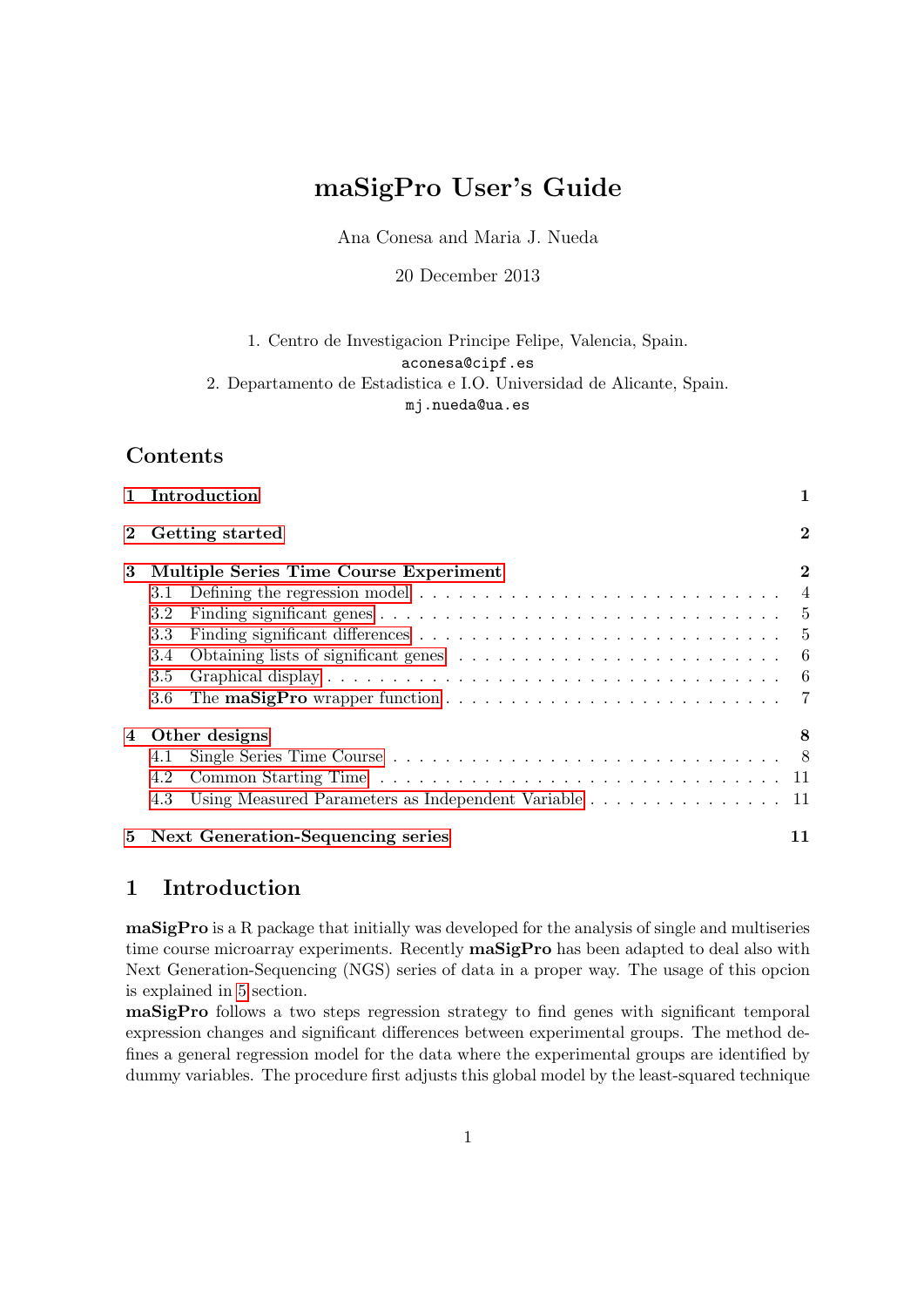# maSigPro User's Guide

Ana Conesa and Maria J. Nueda

20 December 2013

1. Centro de Investigacion Principe Felipe, Valencia, Spain.
`aconesa@cipf.es`
2. Departamento de Estadistica e I.O. Universidad de Alicante, Spain.
`mj.nueda@ua.es`

## Contents

- 1 Introduction — 1
- 2 Getting started — 2
- 3 Multiple Series Time Course Experiment — 2
  - 3.1 Defining the regression model — 4
  - 3.2 Finding significant genes — 5
  - 3.3 Finding significant differences — 5
  - 3.4 Obtaining lists of significant genes — 6
  - 3.5 Graphical display — 6
  - 3.6 The **maSigPro** wrapper function — 7
- 4 Other designs — 8
  - 4.1 Single Series Time Course — 8
  - 4.2 Common Starting Time — 11
  - 4.3 Using Measured Parameters as Independent Variable — 11
- 5 Next Generation-Sequencing series — 11

## 1 Introduction

**maSigPro** is a R package that initially was developed for the analysis of single and multiseries time course microarray experiments. Recently **maSigPro** has been adapted to deal also with Next Generation-Sequencing (NGS) series of data in a proper way. The usage of this opcion is explained in 5 section.

**maSigPro** follows a two steps regression strategy to find genes with significant temporal expression changes and significant differences between experimental groups. The method defines a general regression model for the data where the experimental groups are identified by dummy variables. The procedure first adjusts this global model by the least-squared technique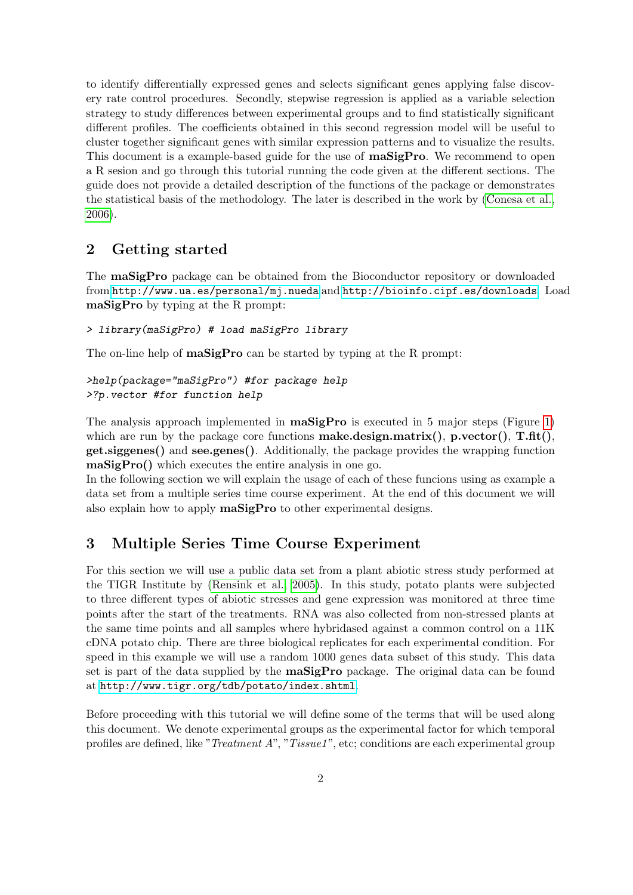to identify differentially expressed genes and selects significant genes applying false discovery rate control procedures. Secondly, stepwise regression is applied as a variable selection strategy to study differences between experimental groups and to find statistically significant different profiles. The coefficients obtained in this second regression model will be useful to cluster together significant genes with similar expression patterns and to visualize the results. This document is a example-based guide for the use of **maSigPro**. We recommend to open a R sesion and go through this tutorial running the code given at the different sections. The guide does not provide a detailed description of the functions of the package or demonstrates the statistical basis of the methodology. The later is described in the work by (Conesa et al., 2006).

## 2 Getting started

The **maSigPro** package can be obtained from the Bioconductor repository or downloaded from `http://www.ua.es/personal/mj.nueda` and `http://bioinfo.cipf.es/downloads`. Load **maSigPro** by typing at the R prompt:

```
> library(maSigPro) # load maSigPro library
```

The on-line help of **maSigPro** can be started by typing at the R prompt:

```
>help(package="maSigPro") #for package help
>?p.vector #for function help
```

The analysis approach implemented in **maSigPro** is executed in 5 major steps (Figure 1) which are run by the package core functions **make.design.matrix()**, **p.vector()**, **T.fit()**, **get.siggenes()** and **see.genes()**. Additionally, the package provides the wrapping function **maSigPro()** which executes the entire analysis in one go.
In the following section we will explain the usage of each of these funcions using as example a data set from a multiple series time course experiment. At the end of this document we will also explain how to apply **maSigPro** to other experimental designs.

## 3 Multiple Series Time Course Experiment

For this section we will use a public data set from a plant abiotic stress study performed at the TIGR Institute by (Rensink et al., 2005). In this study, potato plants were subjected to three different types of abiotic stresses and gene expression was monitored at three time points after the start of the treatments. RNA was also collected from non-stressed plants at the same time points and all samples where hybridased against a common control on a 11K cDNA potato chip. There are three biological replicates for each experimental condition. For speed in this example we will use a random 1000 genes data subset of this study. This data set is part of the data supplied by the **maSigPro** package. The original data can be found at `http://www.tigr.org/tdb/potato/index.shtml`.

Before proceeding with this tutorial we will define some of the terms that will be used along this document. We denote experimental groups as the experimental factor for which temporal profiles are defined, like "*Treatment A*", "*Tissue1*", etc; conditions are each experimental group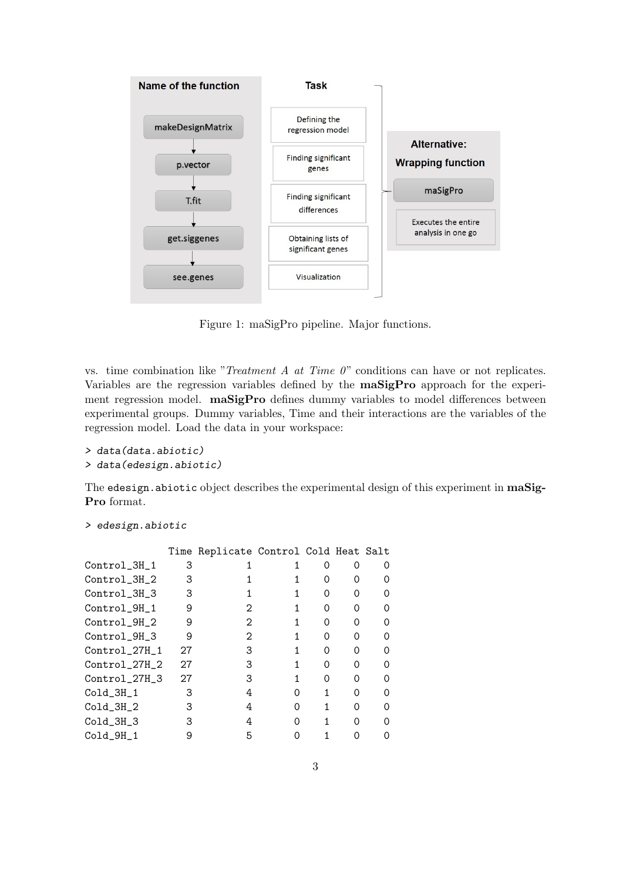| Name of the function | Task |
| --- | --- |
| makeDesignMatrix | Defining the regression model |
| p.vector | Finding significant genes |
| T.fit | Finding significant differences |
| get.siggenes | Obtaining lists of significant genes |
| see.genes | Visualization |

**Alternative: Wrapping function**

| maSigPro |
| --- |
| Executes the entire analysis in one go |

Figure 1: maSigPro pipeline. Major functions.

vs. time combination like "*Treatment A at Time 0*" conditions can have or not replicates. Variables are the regression variables defined by the **maSigPro** approach for the experiment regression model. **maSigPro** defines dummy variables to model differences between experimental groups. Dummy variables, Time and their interactions are the variables of the regression model. Load the data in your workspace:

```
> data(data.abiotic)
> data(edesign.abiotic)
```

The `edesign.abiotic` object describes the experimental design of this experiment in **maSigPro** format.

```
> edesign.abiotic
```

```
              Time Replicate Control Cold Heat Salt
Control_3H_1     3         1       1    0    0    0
Control_3H_2     3         1       1    0    0    0
Control_3H_3     3         1       1    0    0    0
Control_9H_1     9         2       1    0    0    0
Control_9H_2     9         2       1    0    0    0
Control_9H_3     9         2       1    0    0    0
Control_27H_1   27         3       1    0    0    0
Control_27H_2   27         3       1    0    0    0
Control_27H_3   27         3       1    0    0    0
Cold_3H_1        3         4       0    1    0    0
Cold_3H_2        3         4       0    1    0    0
Cold_3H_3        3         4       0    1    0    0
Cold_9H_1        9         5       0    1    0    0
```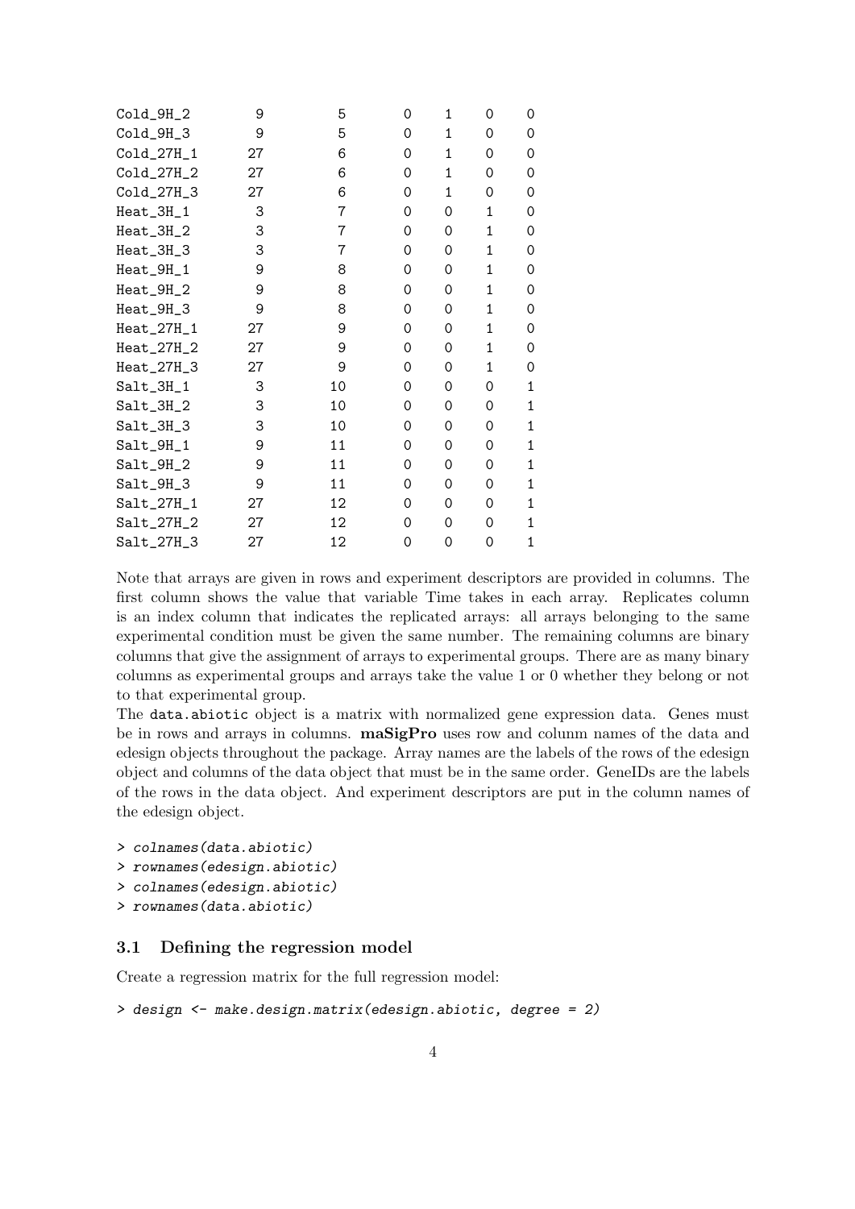```
Cold_9H_2      9    5   0   1   0   0
Cold_9H_3      9    5   0   1   0   0
Cold_27H_1    27    6   0   1   0   0
Cold_27H_2    27    6   0   1   0   0
Cold_27H_3    27    6   0   1   0   0
Heat_3H_1      3    7   0   0   1   0
Heat_3H_2      3    7   0   0   1   0
Heat_3H_3      3    7   0   0   1   0
Heat_9H_1      9    8   0   0   1   0
Heat_9H_2      9    8   0   0   1   0
Heat_9H_3      9    8   0   0   1   0
Heat_27H_1    27    9   0   0   1   0
Heat_27H_2    27    9   0   0   1   0
Heat_27H_3    27    9   0   0   1   0
Salt_3H_1      3   10   0   0   0   1
Salt_3H_2      3   10   0   0   0   1
Salt_3H_3      3   10   0   0   0   1
Salt_9H_1      9   11   0   0   0   1
Salt_9H_2      9   11   0   0   0   1
Salt_9H_3      9   11   0   0   0   1
Salt_27H_1    27   12   0   0   0   1
Salt_27H_2    27   12   0   0   0   1
Salt_27H_3    27   12   0   0   0   1
```

Note that arrays are given in rows and experiment descriptors are provided in columns. The first column shows the value that variable Time takes in each array. Replicates column is an index column that indicates the replicated arrays: all arrays belonging to the same experimental condition must be given the same number. The remaining columns are binary columns that give the assignment of arrays to experimental groups. There are as many binary columns as experimental groups and arrays take the value 1 or 0 whether they belong or not to that experimental group.

The `data.abiotic` object is a matrix with normalized gene expression data. Genes must be in rows and arrays in columns. **maSigPro** uses row and column names of the data and edesign objects throughout the package. Array names are the labels of the rows of the edesign object and columns of the data object that must be in the same order. GeneIDs are the labels of the rows in the data object. And experiment descriptors are put in the column names of the edesign object.

```
> colnames(data.abiotic)
> rownames(edesign.abiotic)
> colnames(edesign.abiotic)
> rownames(data.abiotic)
```

### 3.1 Defining the regression model

Create a regression matrix for the full regression model:

```
> design <- make.design.matrix(edesign.abiotic, degree = 2)
```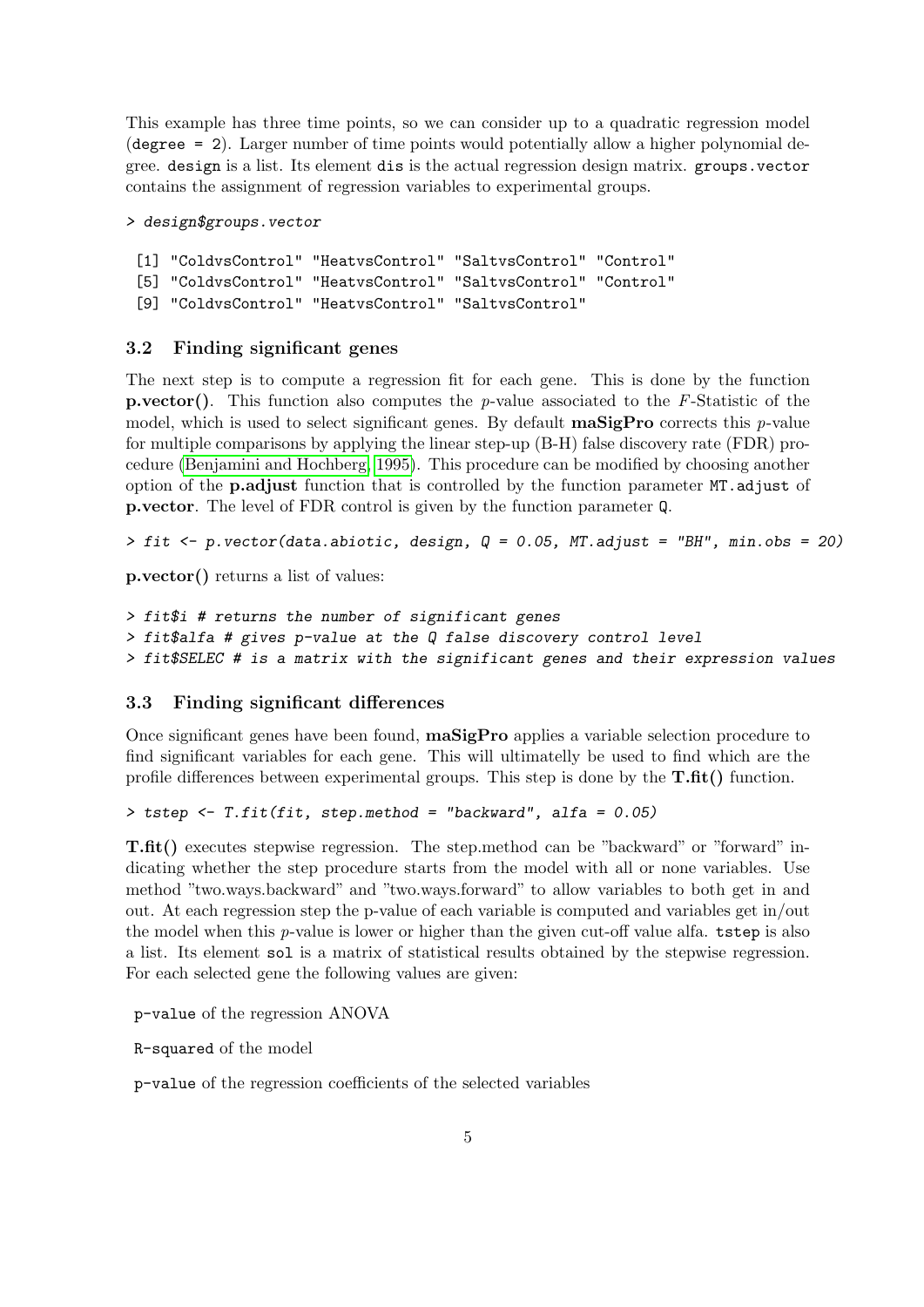This example has three time points, so we can consider up to a quadratic regression model (`degree = 2`). Larger number of time points would potentially allow a higher polynomial degree. `design` is a list. Its element `dis` is the actual regression design matrix. `groups.vector` contains the assignment of regression variables to experimental groups.

```
> design$groups.vector

 [1] "ColdvsControl" "HeatvsControl" "SaltvsControl" "Control"
 [5] "ColdvsControl" "HeatvsControl" "SaltvsControl" "Control"
 [9] "ColdvsControl" "HeatvsControl" "SaltvsControl"
```

### 3.2 Finding significant genes

The next step is to compute a regression fit for each gene. This is done by the function **p.vector()**. This function also computes the $p$-value associated to the $F$-Statistic of the model, which is used to select significant genes. By default **maSigPro** corrects this $p$-value for multiple comparisons by applying the linear step-up (B-H) false discovery rate (FDR) procedure (Benjamini and Hochberg, 1995). This procedure can be modified by choosing another option of the **p.adjust** function that is controlled by the function parameter `MT.adjust` of **p.vector**. The level of FDR control is given by the function parameter `Q`.

```
> fit <- p.vector(data.abiotic, design, Q = 0.05, MT.adjust = "BH", min.obs = 20)
```

**p.vector()** returns a list of values:

```
> fit$i # returns the number of significant genes
> fit$alfa # gives p-value at the Q false discovery control level
> fit$SELEC # is a matrix with the significant genes and their expression values
```

### 3.3 Finding significant differences

Once significant genes have been found, **maSigPro** applies a variable selection procedure to find significant variables for each gene. This will ultimatelly be used to find which are the profile differences between experimental groups. This step is done by the **T.fit()** function.

```
> tstep <- T.fit(fit, step.method = "backward", alfa = 0.05)
```

**T.fit()** executes stepwise regression. The step.method can be "backward" or "forward" indicating whether the step procedure starts from the model with all or none variables. Use method "two.ways.backward" and "two.ways.forward" to allow variables to both get in and out. At each regression step the p-value of each variable is computed and variables get in/out the model when this $p$-value is lower or higher than the given cut-off value alfa. `tstep` is also a list. Its element `sol` is a matrix of statistical results obtained by the stepwise regression. For each selected gene the following values are given:

`p-value` of the regression ANOVA

`R-squared` of the model

`p-value` of the regression coefficients of the selected variables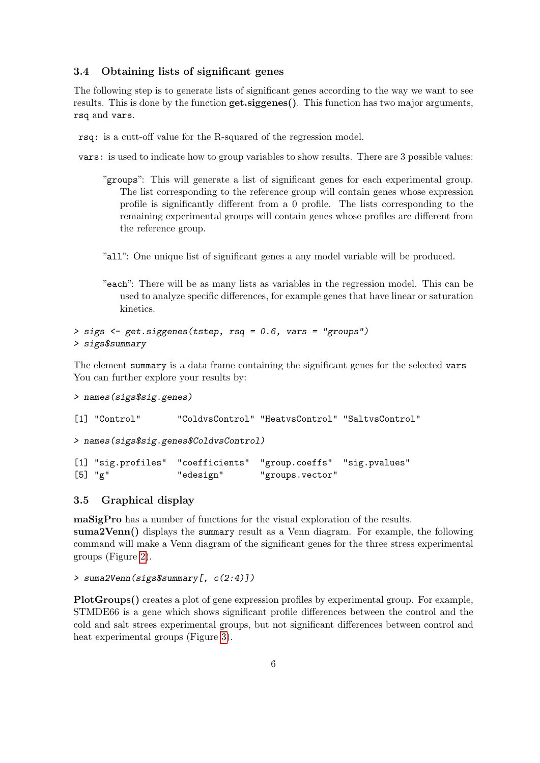### 3.4 Obtaining lists of significant genes

The following step is to generate lists of significant genes according to the way we want to see results. This is done by the function **get.siggenes()**. This function has two major arguments, `rsq` and `vars`.

`rsq`: is a cutt-off value for the R-squared of the regression model.

`vars`: is used to indicate how to group variables to show results. There are 3 possible values:

- "`groups`": This will generate a list of significant genes for each experimental group. The list corresponding to the reference group will contain genes whose expression profile is significantly different from a 0 profile. The lists corresponding to the remaining experimental groups will contain genes whose profiles are different from the reference group.

- "`all`": One unique list of significant genes a any model variable will be produced.

- "`each`": There will be as many lists as variables in the regression model. This can be used to analyze specific differences, for example genes that have linear or saturation kinetics.

```
> sigs <- get.siggenes(tstep, rsq = 0.6, vars = "groups")
> sigs$summary
```

The element `summary` is a data frame containing the significant genes for the selected `vars` You can further explore your results by:

```
> names(sigs$sig.genes)

[1] "Control"       "ColdvsControl" "HeatvsControl" "SaltvsControl"

> names(sigs$sig.genes$ColdvsControl)

[1] "sig.profiles"  "coefficients"  "group.coeffs"  "sig.pvalues"
[5] "g"             "edesign"       "groups.vector"
```

### 3.5 Graphical display

**maSigPro** has a number of functions for the visual exploration of the results.
**suma2Venn()** displays the `summary` result as a Venn diagram. For example, the following command will make a Venn diagram of the significant genes for the three stress experimental groups (Figure 2).

```
> suma2Venn(sigs$summary[, c(2:4)])
```

**PlotGroups()** creates a plot of gene expression profiles by experimental group. For example, STMDE66 is a gene which shows significant profile differences between the control and the cold and salt strees experimental groups, but not significant differences between control and heat experimental groups (Figure 3).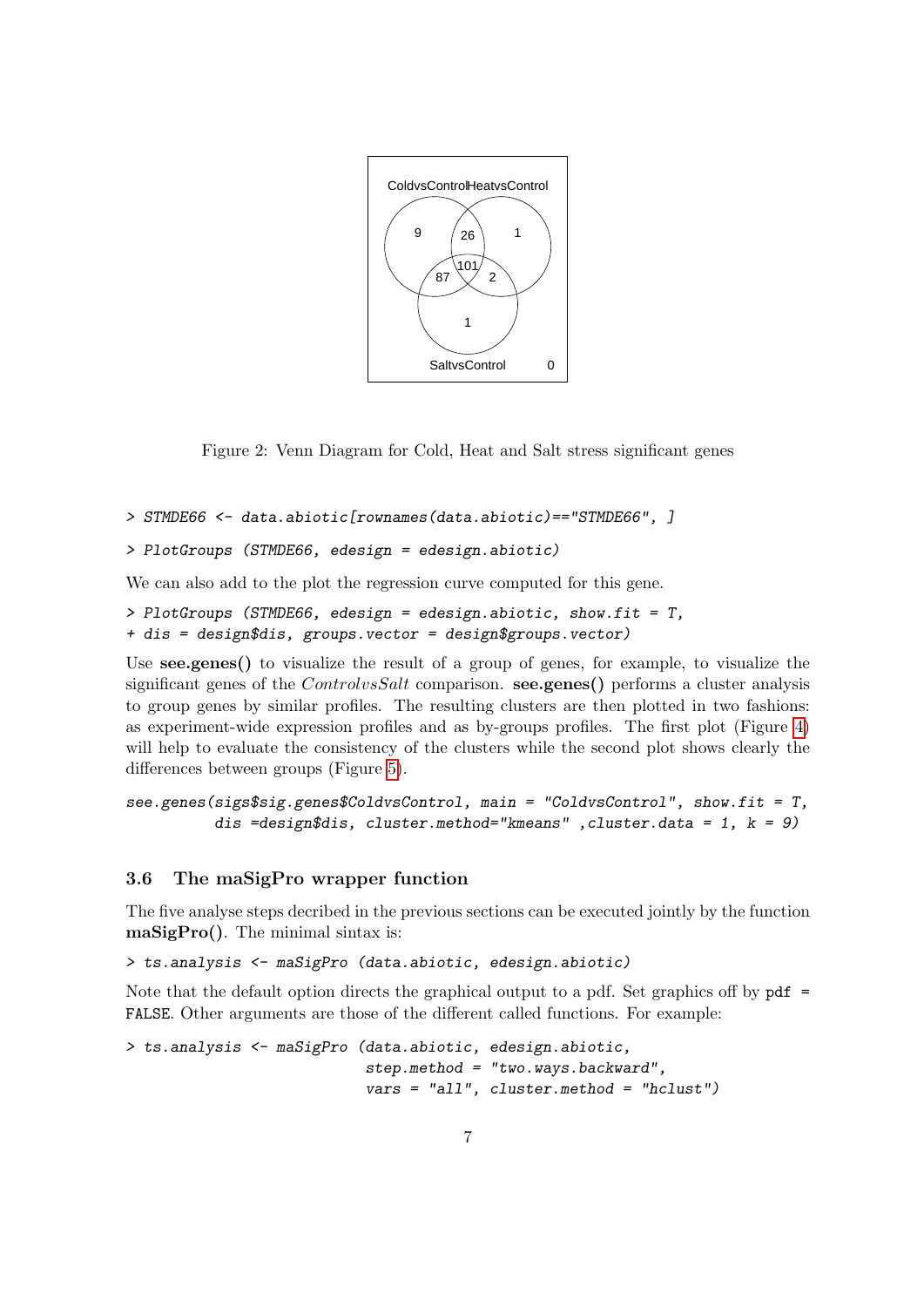Figure 2: Venn Diagram for Cold, Heat and Salt stress significant genes

```
> STMDE66 <- data.abiotic[rownames(data.abiotic)=="STMDE66", ]
```

```
> PlotGroups (STMDE66, edesign = edesign.abiotic)
```

We can also add to the plot the regression curve computed for this gene.

```
> PlotGroups (STMDE66, edesign = edesign.abiotic, show.fit = T,
+ dis = design$dis, groups.vector = design$groups.vector)
```

Use **see.genes()** to visualize the result of a group of genes, for example, to visualize the significant genes of the *ControlvsSalt* comparison. **see.genes()** performs a cluster analysis to group genes by similar profiles. The resulting clusters are then plotted in two fashions: as experiment-wide expression profiles and as by-groups profiles. The first plot (Figure 4) will help to evaluate the consistency of the clusters while the second plot shows clearly the differences between groups (Figure 5).

```
see.genes(sigs$sig.genes$ColdvsControl, main = "ColdvsControl", show.fit = T,
         dis =design$dis, cluster.method="kmeans" ,cluster.data = 1, k = 9)
```

### 3.6 The maSigPro wrapper function

The five analyse steps decribed in the previous sections can be executed jointly by the function **maSigPro()**. The minimal sintax is:

```
> ts.analysis <- maSigPro (data.abiotic, edesign.abiotic)
```

Note that the default option directs the graphical output to a pdf. Set graphics off by `pdf = FALSE`. Other arguments are those of the different called functions. For example:

```
> ts.analysis <- maSigPro (data.abiotic, edesign.abiotic,
                          step.method = "two.ways.backward",
                          vars = "all", cluster.method = "hclust")
```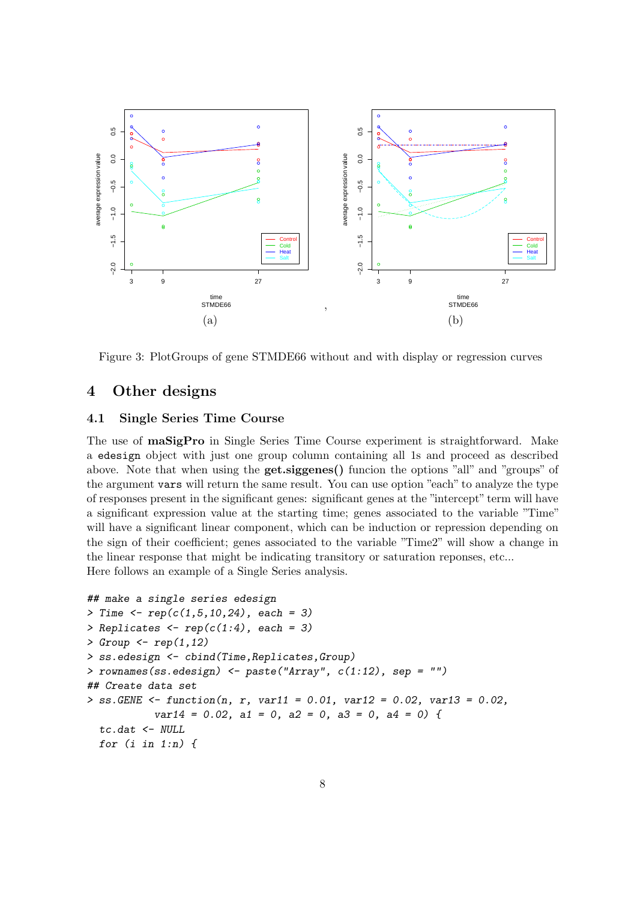Figure 3: PlotGroups of gene STMDE66 without and with display or regression curves

## 4 Other designs

### 4.1 Single Series Time Course

The use of **maSigPro** in Single Series Time Course experiment is straightforward. Make a `edesign` object with just one group column containing all 1s and proceed as described above. Note that when using the **get.siggenes()** funcion the options "all" and "groups" of the argument `vars` will return the same result. You can use option "each" to analyze the type of responses present in the significant genes: significant genes at the "intercept" term will have a significant expression value at the starting time; genes associated to the variable "Time" will have a significant linear component, which can be induction or repression depending on the sign of their coefficient; genes associated to the variable "Time2" will show a change in the linear response that might be indicating transitory or saturation reponses, etc...
Here follows an example of a Single Series analysis.

```
## make a single series edesign
> Time <- rep(c(1,5,10,24), each = 3)
> Replicates <- rep(c(1:4), each = 3)
> Group <- rep(1,12)
> ss.edesign <- cbind(Time,Replicates,Group)
> rownames(ss.edesign) <- paste("Array", c(1:12), sep = "")
## Create data set
> ss.GENE <- function(n, r, var11 = 0.01, var12 = 0.02, var13 = 0.02,
           var14 = 0.02, a1 = 0, a2 = 0, a3 = 0, a4 = 0) {
  tc.dat <- NULL
  for (i in 1:n) {
```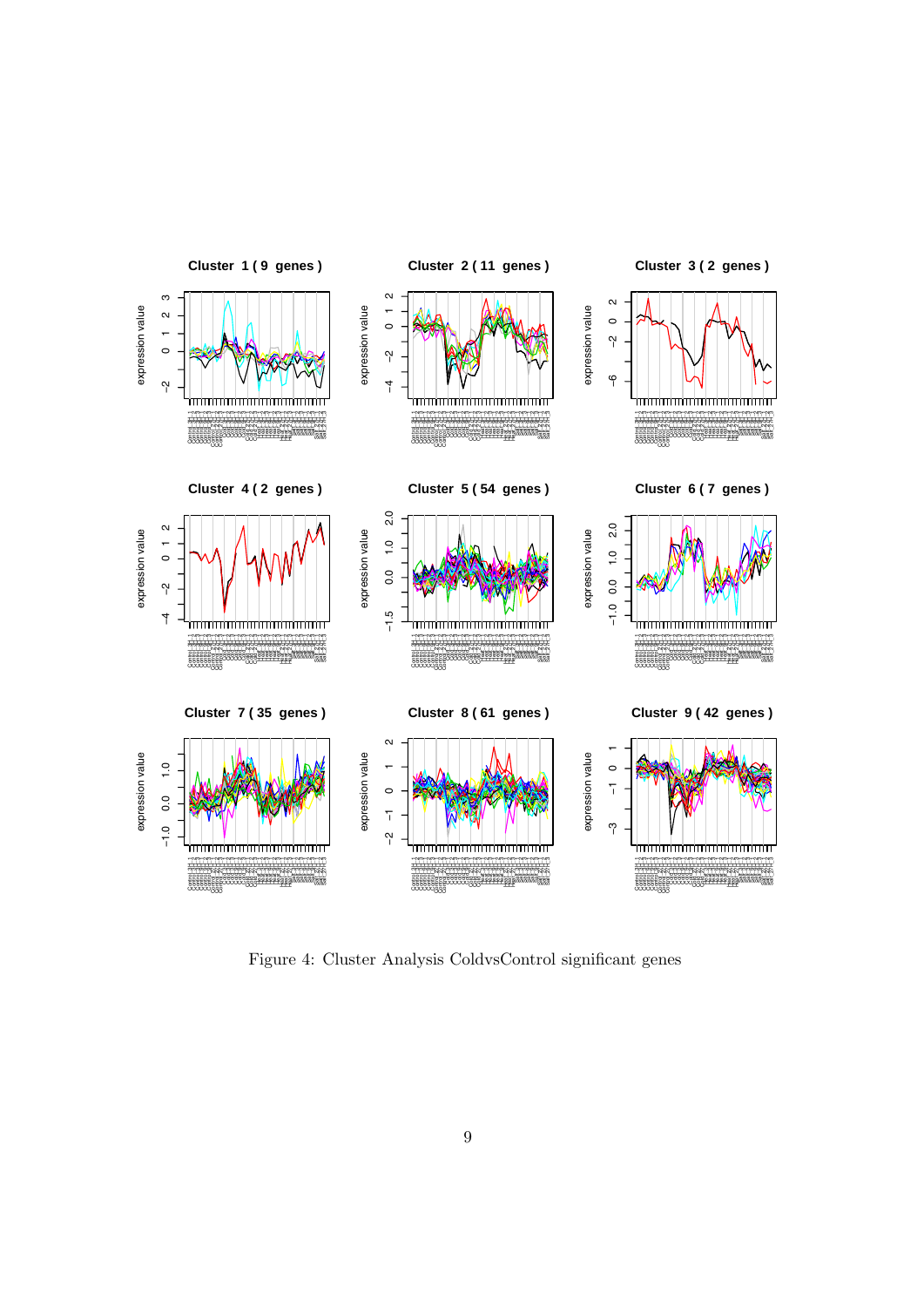Figure 4: Cluster Analysis ColdvsControl significant genes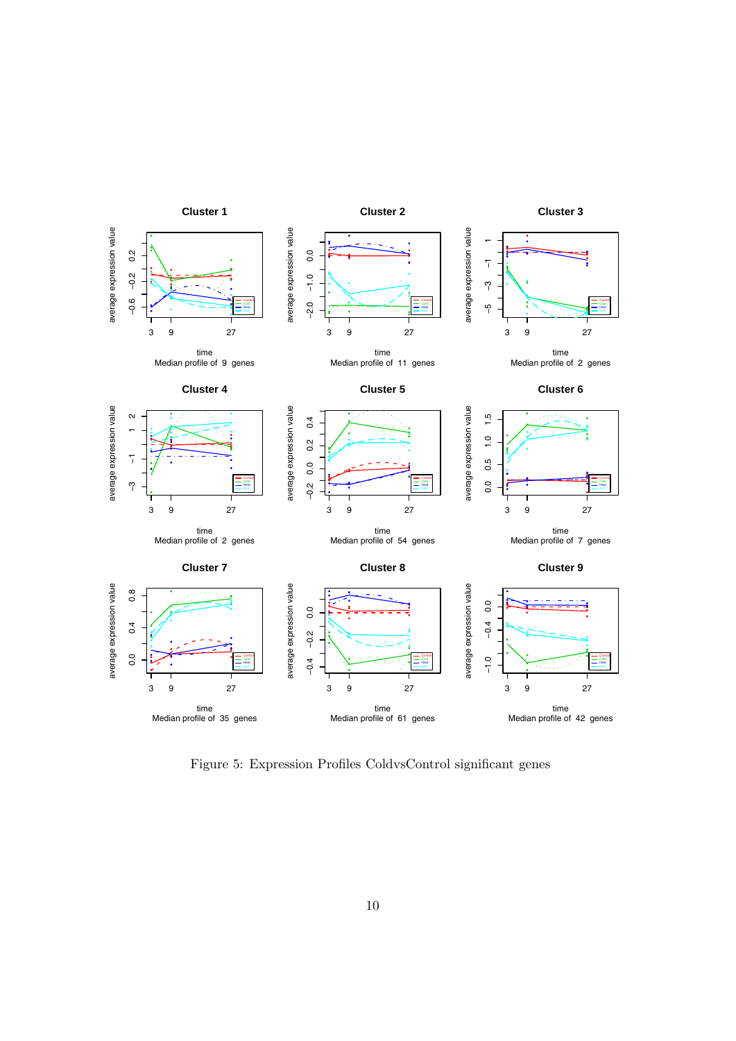Figure 5: Expression Profiles ColdvsControl significant genes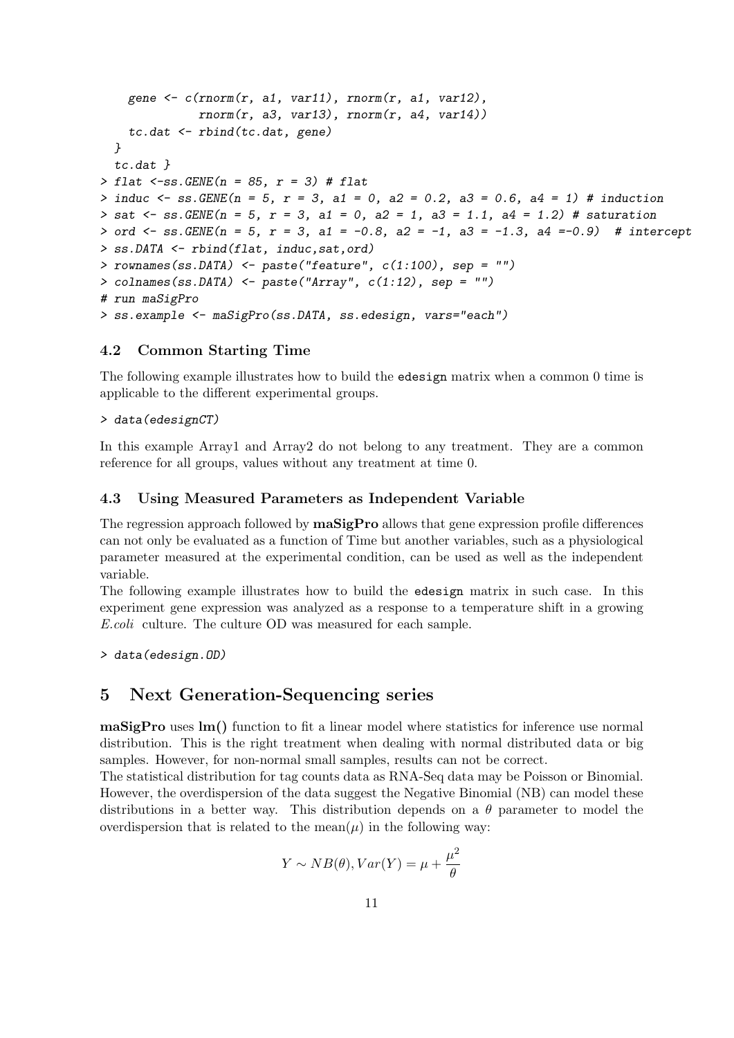```
    gene <- c(rnorm(r, a1, var11), rnorm(r, a1, var12),
              rnorm(r, a3, var13), rnorm(r, a4, var14))
    tc.dat <- rbind(tc.dat, gene)
  }
  tc.dat }
> flat <-ss.GENE(n = 85, r = 3) # flat
> induc <- ss.GENE(n = 5, r = 3, a1 = 0, a2 = 0.2, a3 = 0.6, a4 = 1) # induction
> sat <- ss.GENE(n = 5, r = 3, a1 = 0, a2 = 1, a3 = 1.1, a4 = 1.2) # saturation
> ord <- ss.GENE(n = 5, r = 3, a1 = -0.8, a2 = -1, a3 = -1.3, a4 =-0.9)  # intercept
> ss.DATA <- rbind(flat, induc,sat,ord)
> rownames(ss.DATA) <- paste("feature", c(1:100), sep = "")
> colnames(ss.DATA) <- paste("Array", c(1:12), sep = "")
# run maSigPro
> ss.example <- maSigPro(ss.DATA, ss.edesign, vars="each")
```

### 4.2 Common Starting Time

The following example illustrates how to build the edesign matrix when a common 0 time is applicable to the different experimental groups.

```
> data(edesignCT)
```

In this example Array1 and Array2 do not belong to any treatment. They are a common reference for all groups, values without any treatment at time 0.

### 4.3 Using Measured Parameters as Independent Variable

The regression approach followed by **maSigPro** allows that gene expression profile differences can not only be evaluated as a function of Time but another variables, such as a physiological parameter measured at the experimental condition, can be used as well as the independent variable.

The following example illustrates how to build the edesign matrix in such case. In this experiment gene expression was analyzed as a response to a temperature shift in a growing *E.coli* culture. The culture OD was measured for each sample.

```
> data(edesign.OD)
```

## 5 Next Generation-Sequencing series

**maSigPro** uses **lm()** function to fit a linear model where statistics for inference use normal distribution. This is the right treatment when dealing with normal distributed data or big samples. However, for non-normal small samples, results can not be correct.

The statistical distribution for tag counts data as RNA-Seq data may be Poisson or Binomial. However, the overdispersion of the data suggest the Negative Binomial (NB) can model these distributions in a better way. This distribution depends on a $\theta$ parameter to model the overdispersion that is related to the mean($\mu$) in the following way:

$$Y \sim NB(\theta), Var(Y) = \mu + \frac{\mu^2}{\theta}$$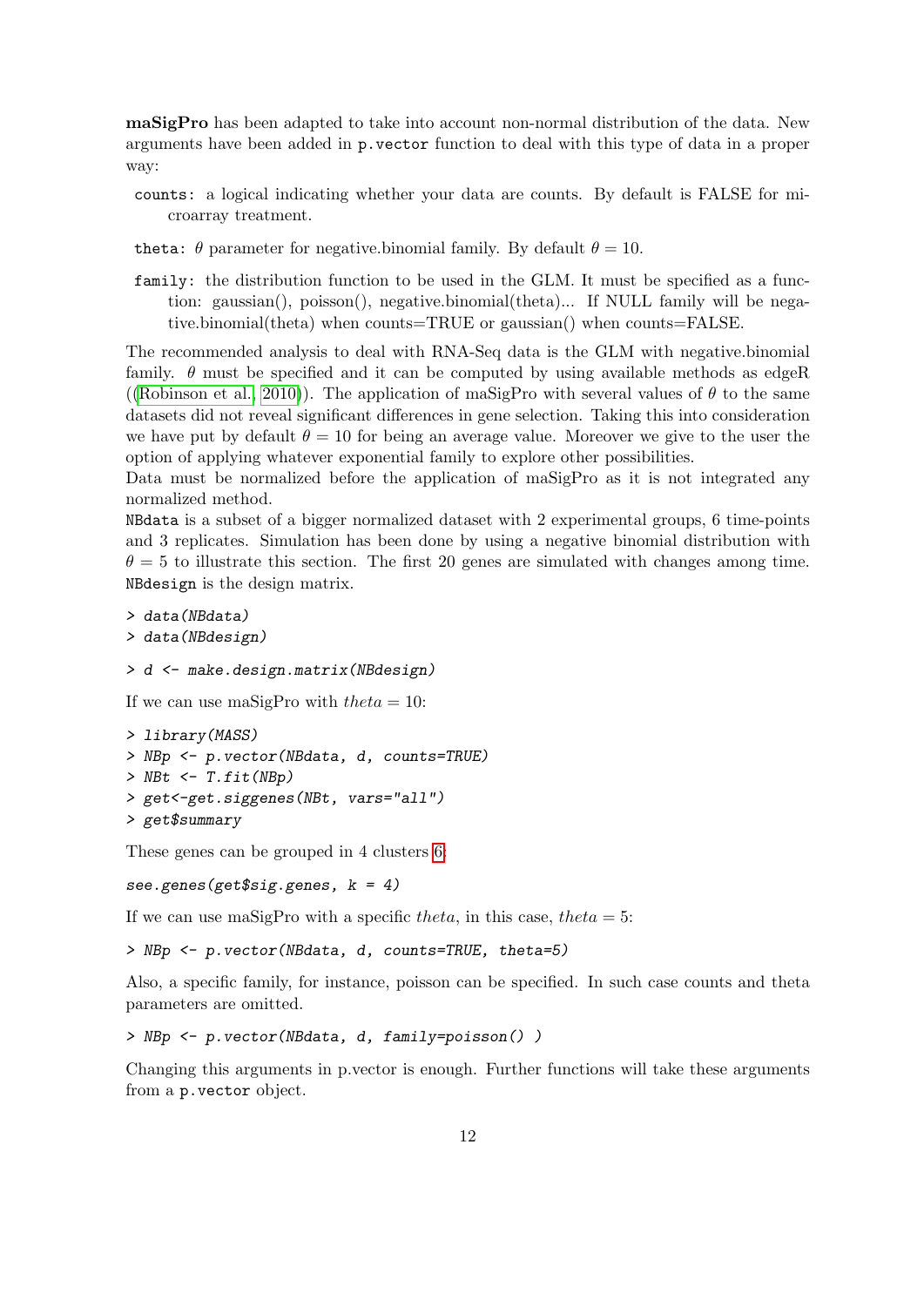**maSigPro** has been adapted to take into account non-normal distribution of the data. New arguments have been added in `p.vector` function to deal with this type of data in a proper way:

- `counts`: a logical indicating whether your data are counts. By default is FALSE for microarray treatment.
- `theta`: $\theta$ parameter for negative.binomial family. By default $\theta = 10$.
- `family`: the distribution function to be used in the GLM. It must be specified as a function: gaussian(), poisson(), negative.binomial(theta)... If NULL family will be negative.binomial(theta) when counts=TRUE or gaussian() when counts=FALSE.

The recommended analysis to deal with RNA-Seq data is the GLM with negative.binomial family. $\theta$ must be specified and it can be computed by using available methods as edgeR ((Robinson et al., 2010)). The application of maSigPro with several values of $\theta$ to the same datasets did not reveal significant differences in gene selection. Taking this into consideration we have put by default $\theta = 10$ for being an average value. Moreover we give to the user the option of applying whatever exponential family to explore other possibilities.
Data must be normalized before the application of maSigPro as it is not integrated any normalized method.
`NBdata` is a subset of a bigger normalized dataset with 2 experimental groups, 6 time-points and 3 replicates. Simulation has been done by using a negative binomial distribution with $\theta = 5$ to illustrate this section. The first 20 genes are simulated with changes among time. `NBdesign` is the design matrix.

```
> data(NBdata)
> data(NBdesign)
```

```
> d <- make.design.matrix(NBdesign)
```

If we can use maSigPro with $theta = 10$:

```
> library(MASS)
> NBp <- p.vector(NBdata, d, counts=TRUE)
> NBt <- T.fit(NBp)
> get<-get.siggenes(NBt, vars="all")
> get$summary
```

These genes can be grouped in 4 clusters 6:

```
see.genes(get$sig.genes, k = 4)
```

If we can use maSigPro with a specific $theta$, in this case, $theta = 5$:

```
> NBp <- p.vector(NBdata, d, counts=TRUE, theta=5)
```

Also, a specific family, for instance, poisson can be specified. In such case counts and theta parameters are omitted.

```
> NBp <- p.vector(NBdata, d, family=poisson() )
```

Changing this arguments in p.vector is enough. Further functions will take these arguments from a `p.vector` object.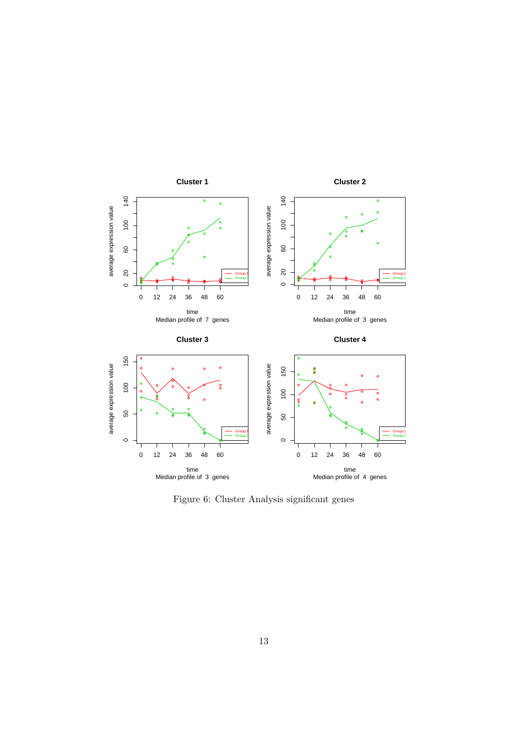Figure 6: Cluster Analysis significant genes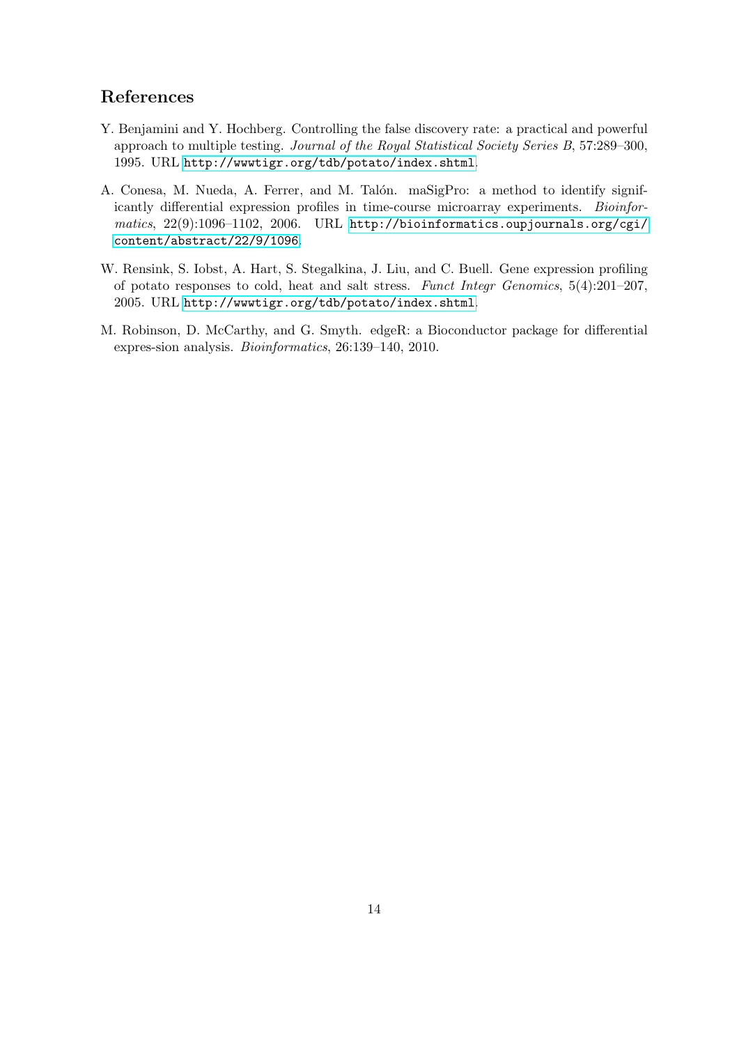## References

Y. Benjamini and Y. Hochberg. Controlling the false discovery rate: a practical and powerful approach to multiple testing. *Journal of the Royal Statistical Society Series B*, 57:289–300, 1995. URL http://wwwtigr.org/tdb/potato/index.shtml.

A. Conesa, M. Nueda, A. Ferrer, and M. Talón. maSigPro: a method to identify significantly differential expression profiles in time-course microarray experiments. *Bioinformatics*, 22(9):1096–1102, 2006. URL http://bioinformatics.oupjournals.org/cgi/content/abstract/22/9/1096.

W. Rensink, S. Iobst, A. Hart, S. Stegalkina, J. Liu, and C. Buell. Gene expression profiling of potato responses to cold, heat and salt stress. *Funct Integr Genomics*, 5(4):201–207, 2005. URL http://wwwtigr.org/tdb/potato/index.shtml.

M. Robinson, D. McCarthy, and G. Smyth. edgeR: a Bioconductor package for differential expres-sion analysis. *Bioinformatics*, 26:139–140, 2010.